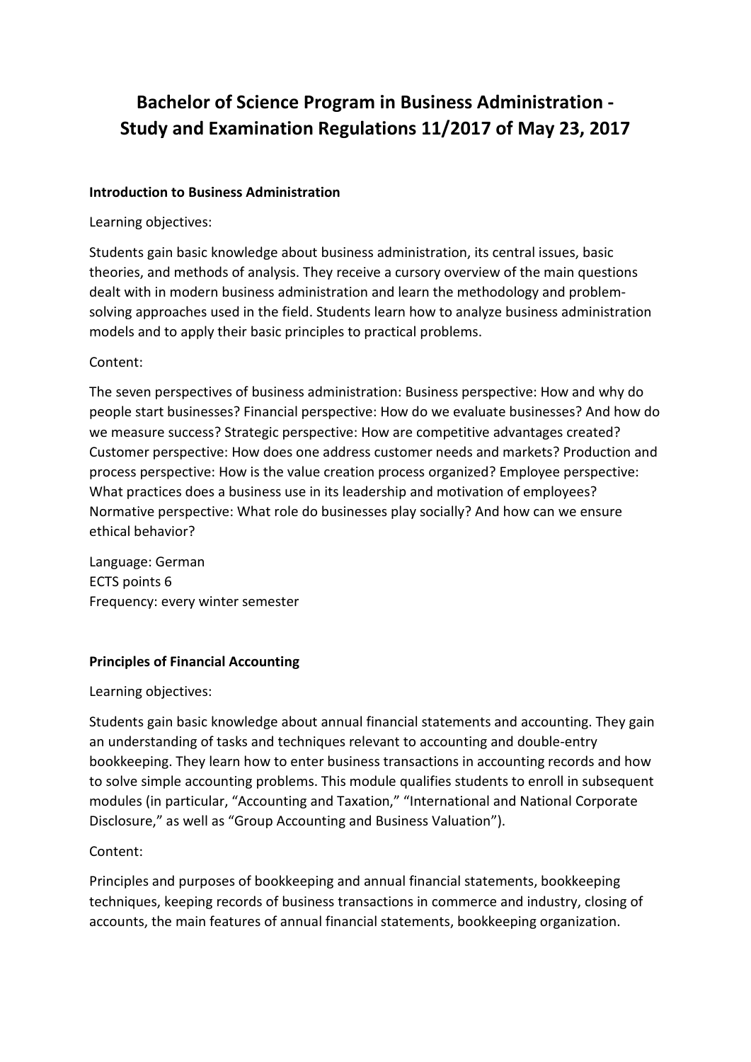# Bachelor of Science Program in Business Administration - Study and Examination Regulations 11/2017 of May 23, 2017

**Introduction to Business Administration**

Learning objectives:

Students gain basic knowledge about business administration, its central issues, basic theories, and methods of analysis. They receive a cursory overview of the main questions dealt with in modern business administration and learn the methodology and problem-solving approaches used in the field. Students learn how to analyze business administration models and to apply their basic principles to practical problems.

Content:

The seven perspectives of business administration: Business perspective: How and why do people start businesses? Financial perspective: How do we evaluate businesses? And how do we measure success? Strategic perspective: How are competitive advantages created? Customer perspective: How does one address customer needs and markets? Production and process perspective: How is the value creation process organized? Employee perspective: What practices does a business use in its leadership and motivation of employees? Normative perspective: What role do businesses play socially? And how can we ensure ethical behavior?

Language: German
ECTS points 6
Frequency: every winter semester

**Principles of Financial Accounting**

Learning objectives:

Students gain basic knowledge about annual financial statements and accounting. They gain an understanding of tasks and techniques relevant to accounting and double-entry bookkeeping. They learn how to enter business transactions in accounting records and how to solve simple accounting problems. This module qualifies students to enroll in subsequent modules (in particular, "Accounting and Taxation," "International and National Corporate Disclosure," as well as "Group Accounting and Business Valuation").

Content:

Principles and purposes of bookkeeping and annual financial statements, bookkeeping techniques, keeping records of business transactions in commerce and industry, closing of accounts, the main features of annual financial statements, bookkeeping organization.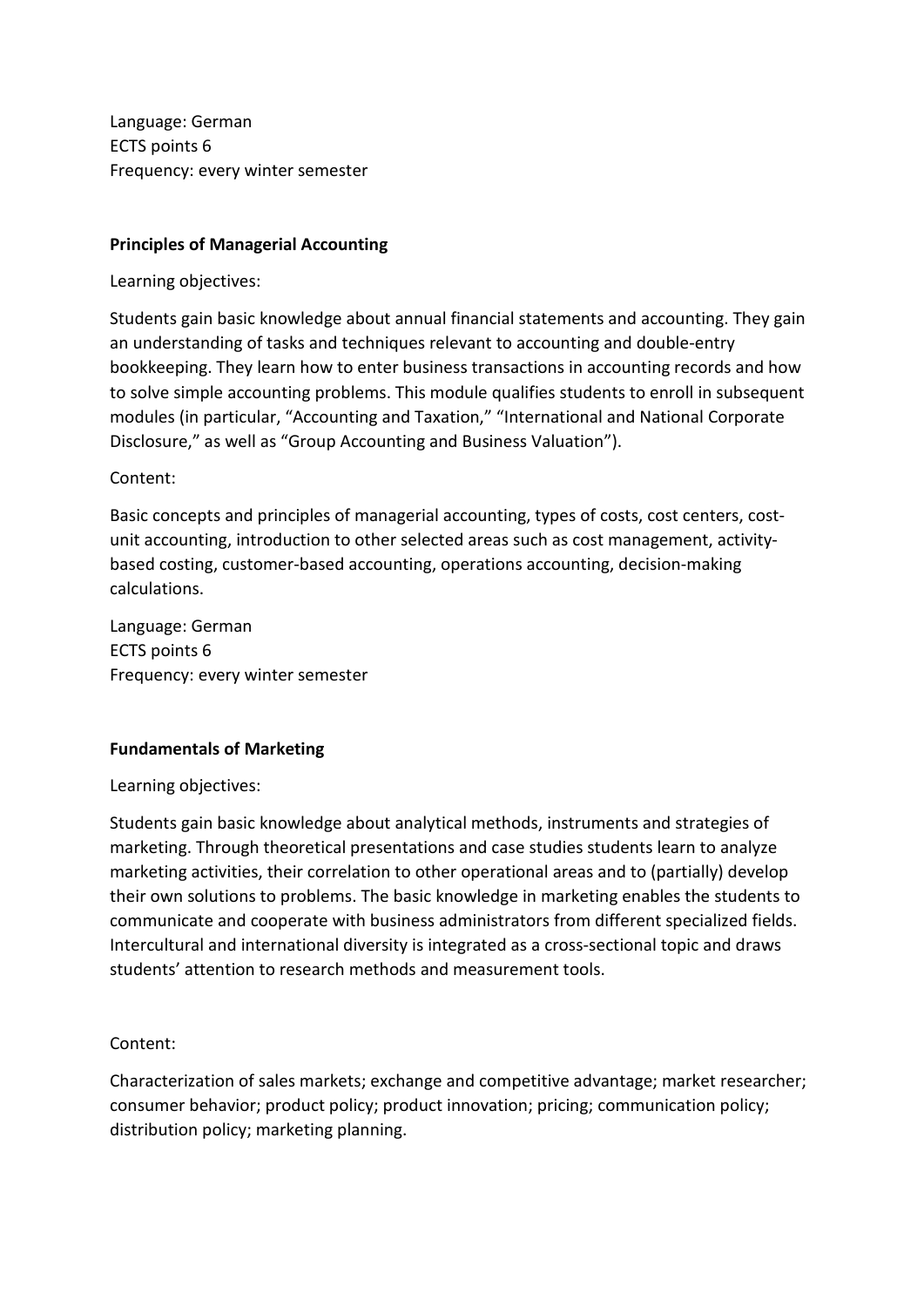Language: German
ECTS points 6
Frequency: every winter semester

**Principles of Managerial Accounting**

Learning objectives:

Students gain basic knowledge about annual financial statements and accounting. They gain an understanding of tasks and techniques relevant to accounting and double-entry bookkeeping. They learn how to enter business transactions in accounting records and how to solve simple accounting problems. This module qualifies students to enroll in subsequent modules (in particular, "Accounting and Taxation," "International and National Corporate Disclosure," as well as "Group Accounting and Business Valuation").

Content:

Basic concepts and principles of managerial accounting, types of costs, cost centers, cost-unit accounting, introduction to other selected areas such as cost management, activity-based costing, customer-based accounting, operations accounting, decision-making calculations.

Language: German
ECTS points 6
Frequency: every winter semester

**Fundamentals of Marketing**

Learning objectives:

Students gain basic knowledge about analytical methods, instruments and strategies of marketing. Through theoretical presentations and case studies students learn to analyze marketing activities, their correlation to other operational areas and to (partially) develop their own solutions to problems. The basic knowledge in marketing enables the students to communicate and cooperate with business administrators from different specialized fields. Intercultural and international diversity is integrated as a cross-sectional topic and draws students' attention to research methods and measurement tools.

Content:

Characterization of sales markets; exchange and competitive advantage; market researcher; consumer behavior; product policy; product innovation; pricing; communication policy; distribution policy; marketing planning.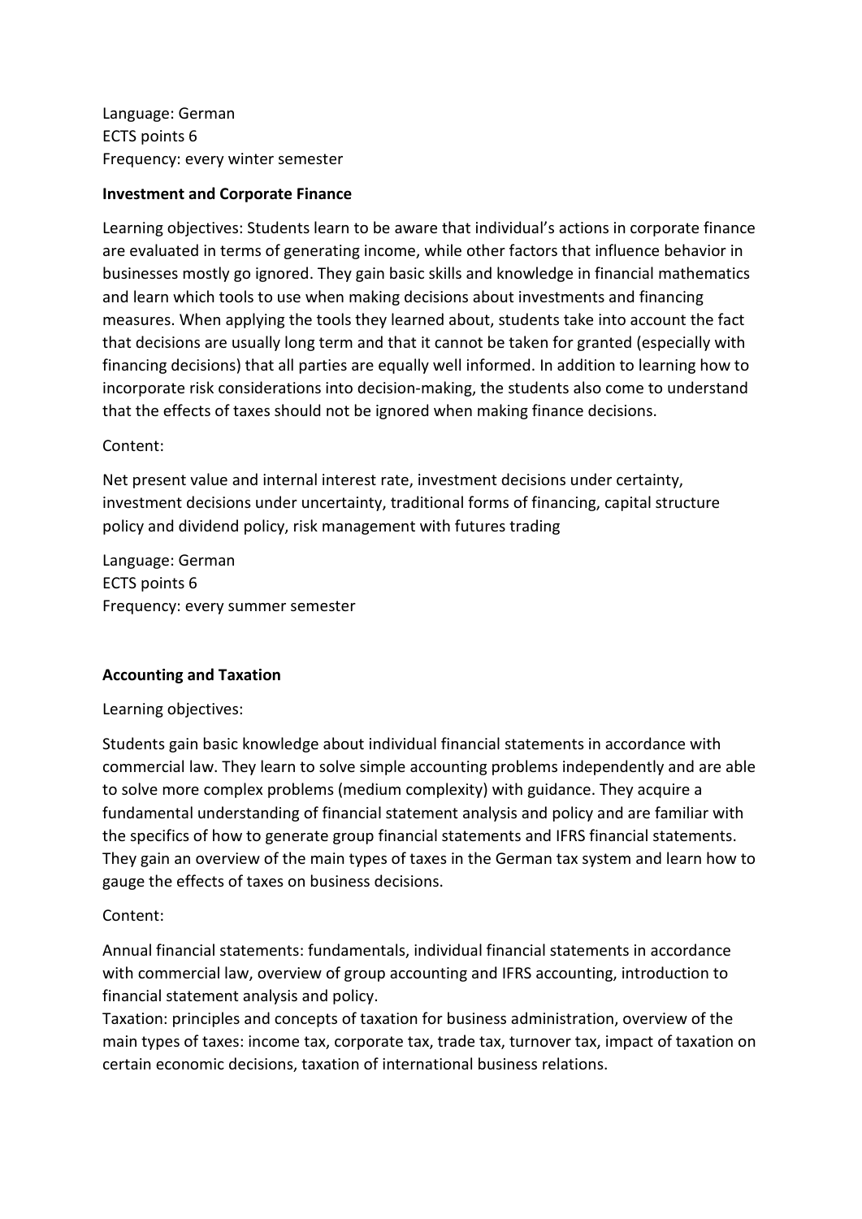Language: German
ECTS points 6
Frequency: every winter semester

**Investment and Corporate Finance**

Learning objectives: Students learn to be aware that individual's actions in corporate finance are evaluated in terms of generating income, while other factors that influence behavior in businesses mostly go ignored. They gain basic skills and knowledge in financial mathematics and learn which tools to use when making decisions about investments and financing measures. When applying the tools they learned about, students take into account the fact that decisions are usually long term and that it cannot be taken for granted (especially with financing decisions) that all parties are equally well informed. In addition to learning how to incorporate risk considerations into decision-making, the students also come to understand that the effects of taxes should not be ignored when making finance decisions.

Content:

Net present value and internal interest rate, investment decisions under certainty, investment decisions under uncertainty, traditional forms of financing, capital structure policy and dividend policy, risk management with futures trading

Language: German
ECTS points 6
Frequency: every summer semester

**Accounting and Taxation**

Learning objectives:

Students gain basic knowledge about individual financial statements in accordance with commercial law. They learn to solve simple accounting problems independently and are able to solve more complex problems (medium complexity) with guidance. They acquire a fundamental understanding of financial statement analysis and policy and are familiar with the specifics of how to generate group financial statements and IFRS financial statements. They gain an overview of the main types of taxes in the German tax system and learn how to gauge the effects of taxes on business decisions.

Content:

Annual financial statements: fundamentals, individual financial statements in accordance with commercial law, overview of group accounting and IFRS accounting, introduction to financial statement analysis and policy.
Taxation: principles and concepts of taxation for business administration, overview of the main types of taxes: income tax, corporate tax, trade tax, turnover tax, impact of taxation on certain economic decisions, taxation of international business relations.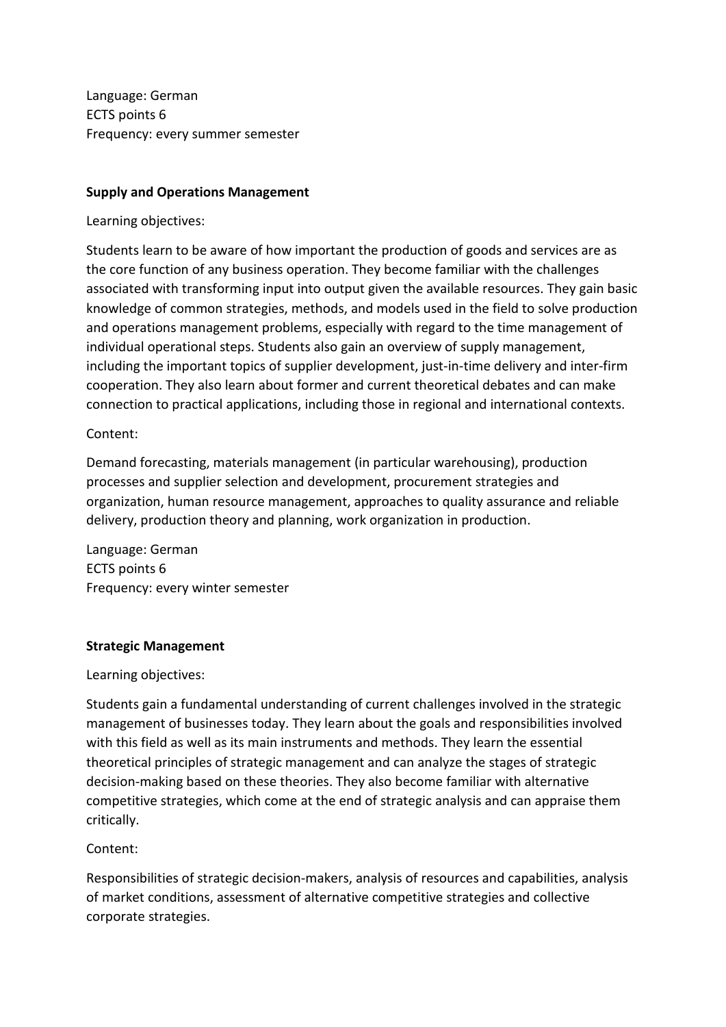Language: German
ECTS points 6
Frequency: every summer semester

**Supply and Operations Management**

Learning objectives:

Students learn to be aware of how important the production of goods and services are as the core function of any business operation. They become familiar with the challenges associated with transforming input into output given the available resources. They gain basic knowledge of common strategies, methods, and models used in the field to solve production and operations management problems, especially with regard to the time management of individual operational steps. Students also gain an overview of supply management, including the important topics of supplier development, just-in-time delivery and inter-firm cooperation. They also learn about former and current theoretical debates and can make connection to practical applications, including those in regional and international contexts.

Content:

Demand forecasting, materials management (in particular warehousing), production processes and supplier selection and development, procurement strategies and organization, human resource management, approaches to quality assurance and reliable delivery, production theory and planning, work organization in production.

Language: German
ECTS points 6
Frequency: every winter semester

**Strategic Management**

Learning objectives:

Students gain a fundamental understanding of current challenges involved in the strategic management of businesses today. They learn about the goals and responsibilities involved with this field as well as its main instruments and methods. They learn the essential theoretical principles of strategic management and can analyze the stages of strategic decision-making based on these theories. They also become familiar with alternative competitive strategies, which come at the end of strategic analysis and can appraise them critically.

Content:

Responsibilities of strategic decision-makers, analysis of resources and capabilities, analysis of market conditions, assessment of alternative competitive strategies and collective corporate strategies.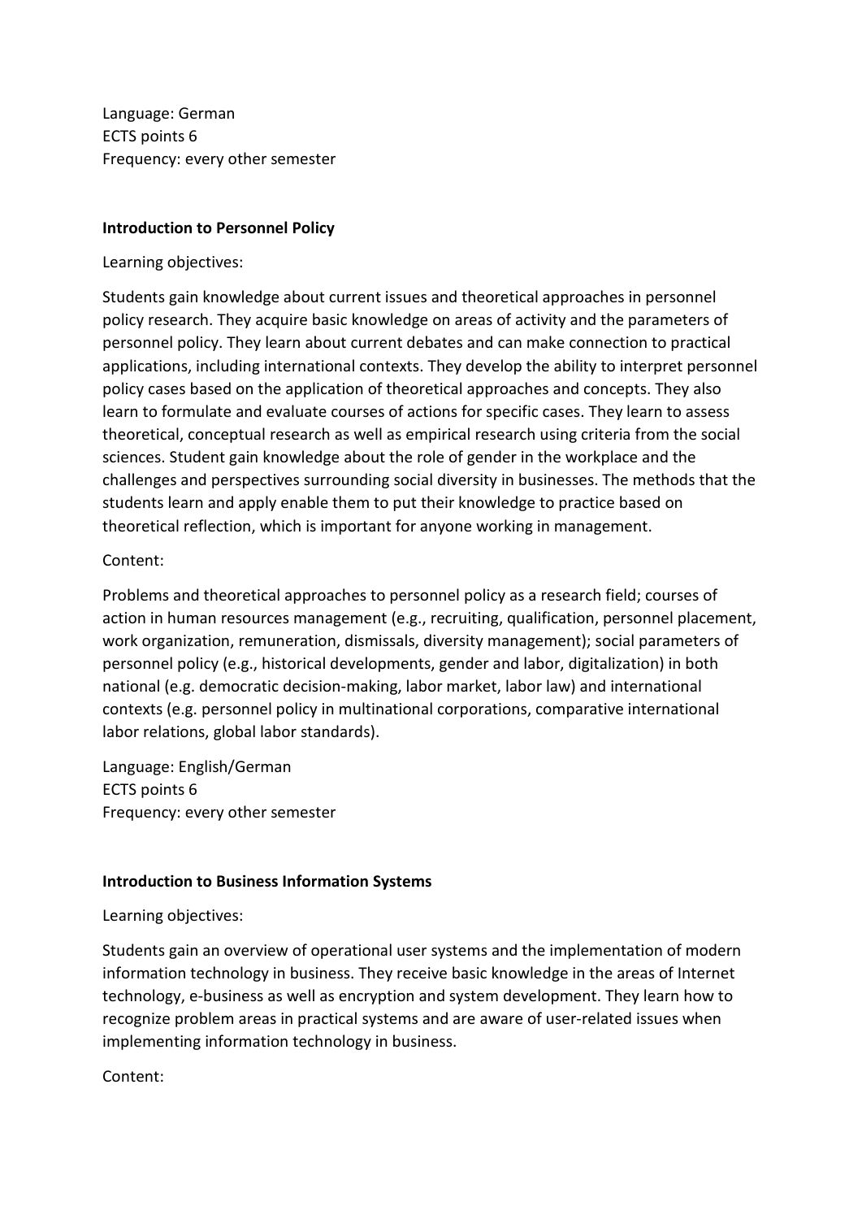Language: German
ECTS points 6
Frequency: every other semester

**Introduction to Personnel Policy**

Learning objectives:

Students gain knowledge about current issues and theoretical approaches in personnel policy research. They acquire basic knowledge on areas of activity and the parameters of personnel policy. They learn about current debates and can make connection to practical applications, including international contexts. They develop the ability to interpret personnel policy cases based on the application of theoretical approaches and concepts. They also learn to formulate and evaluate courses of actions for specific cases. They learn to assess theoretical, conceptual research as well as empirical research using criteria from the social sciences. Student gain knowledge about the role of gender in the workplace and the challenges and perspectives surrounding social diversity in businesses. The methods that the students learn and apply enable them to put their knowledge to practice based on theoretical reflection, which is important for anyone working in management.

Content:

Problems and theoretical approaches to personnel policy as a research field; courses of action in human resources management (e.g., recruiting, qualification, personnel placement, work organization, remuneration, dismissals, diversity management); social parameters of personnel policy (e.g., historical developments, gender and labor, digitalization) in both national (e.g. democratic decision-making, labor market, labor law) and international contexts (e.g. personnel policy in multinational corporations, comparative international labor relations, global labor standards).

Language: English/German
ECTS points 6
Frequency: every other semester

**Introduction to Business Information Systems**

Learning objectives:

Students gain an overview of operational user systems and the implementation of modern information technology in business. They receive basic knowledge in the areas of Internet technology, e-business as well as encryption and system development. They learn how to recognize problem areas in practical systems and are aware of user-related issues when implementing information technology in business.

Content: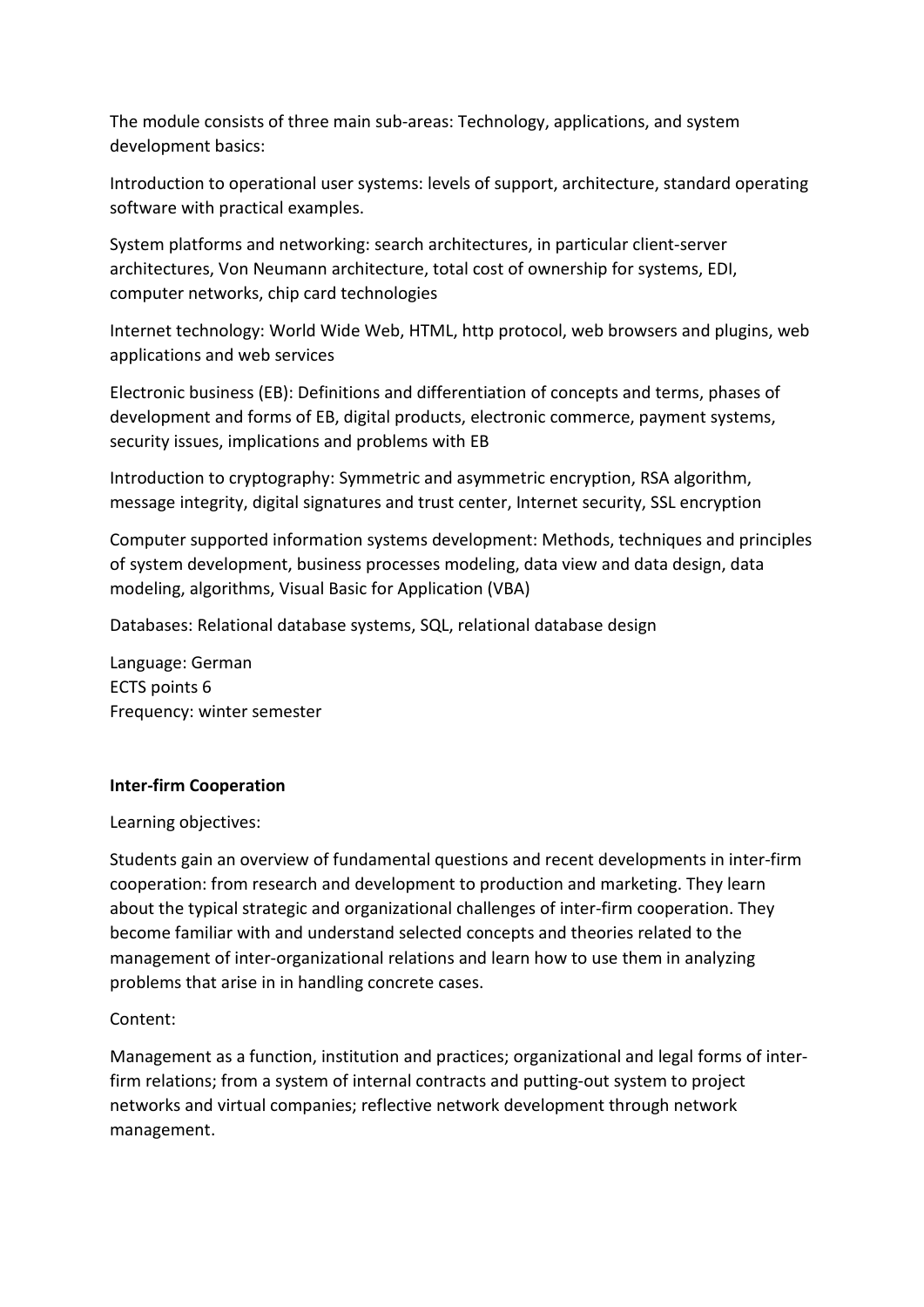The module consists of three main sub-areas: Technology, applications, and system development basics:

Introduction to operational user systems: levels of support, architecture, standard operating software with practical examples.

System platforms and networking: search architectures, in particular client-server architectures, Von Neumann architecture, total cost of ownership for systems, EDI, computer networks, chip card technologies

Internet technology: World Wide Web, HTML, http protocol, web browsers and plugins, web applications and web services

Electronic business (EB): Definitions and differentiation of concepts and terms, phases of development and forms of EB, digital products, electronic commerce, payment systems, security issues, implications and problems with EB

Introduction to cryptography: Symmetric and asymmetric encryption, RSA algorithm, message integrity, digital signatures and trust center, Internet security, SSL encryption

Computer supported information systems development: Methods, techniques and principles of system development, business processes modeling, data view and data design, data modeling, algorithms, Visual Basic for Application (VBA)

Databases: Relational database systems, SQL, relational database design

Language: German
ECTS points 6
Frequency: winter semester

**Inter-firm Cooperation**

Learning objectives:

Students gain an overview of fundamental questions and recent developments in inter-firm cooperation: from research and development to production and marketing. They learn about the typical strategic and organizational challenges of inter-firm cooperation. They become familiar with and understand selected concepts and theories related to the management of inter-organizational relations and learn how to use them in analyzing problems that arise in in handling concrete cases.

Content:

Management as a function, institution and practices; organizational and legal forms of inter-firm relations; from a system of internal contracts and putting-out system to project networks and virtual companies; reflective network development through network management.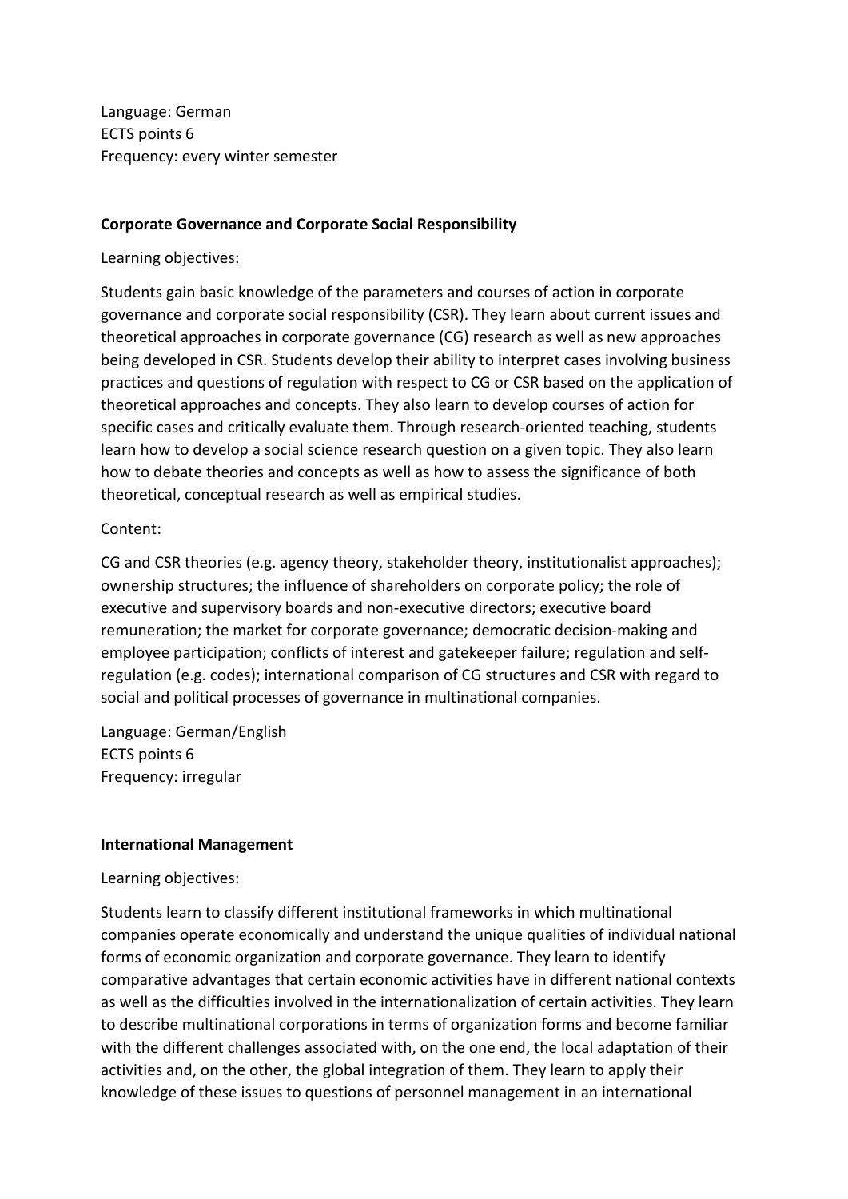Language: German
ECTS points 6
Frequency: every winter semester

**Corporate Governance and Corporate Social Responsibility**

Learning objectives:

Students gain basic knowledge of the parameters and courses of action in corporate governance and corporate social responsibility (CSR). They learn about current issues and theoretical approaches in corporate governance (CG) research as well as new approaches being developed in CSR. Students develop their ability to interpret cases involving business practices and questions of regulation with respect to CG or CSR based on the application of theoretical approaches and concepts. They also learn to develop courses of action for specific cases and critically evaluate them. Through research-oriented teaching, students learn how to develop a social science research question on a given topic. They also learn how to debate theories and concepts as well as how to assess the significance of both theoretical, conceptual research as well as empirical studies.

Content:

CG and CSR theories (e.g. agency theory, stakeholder theory, institutionalist approaches); ownership structures; the influence of shareholders on corporate policy; the role of executive and supervisory boards and non-executive directors; executive board remuneration; the market for corporate governance; democratic decision-making and employee participation; conflicts of interest and gatekeeper failure; regulation and self-regulation (e.g. codes); international comparison of CG structures and CSR with regard to social and political processes of governance in multinational companies.

Language: German/English
ECTS points 6
Frequency: irregular

**International Management**

Learning objectives:

Students learn to classify different institutional frameworks in which multinational companies operate economically and understand the unique qualities of individual national forms of economic organization and corporate governance. They learn to identify comparative advantages that certain economic activities have in different national contexts as well as the difficulties involved in the internationalization of certain activities. They learn to describe multinational corporations in terms of organization forms and become familiar with the different challenges associated with, on the one end, the local adaptation of their activities and, on the other, the global integration of them. They learn to apply their knowledge of these issues to questions of personnel management in an international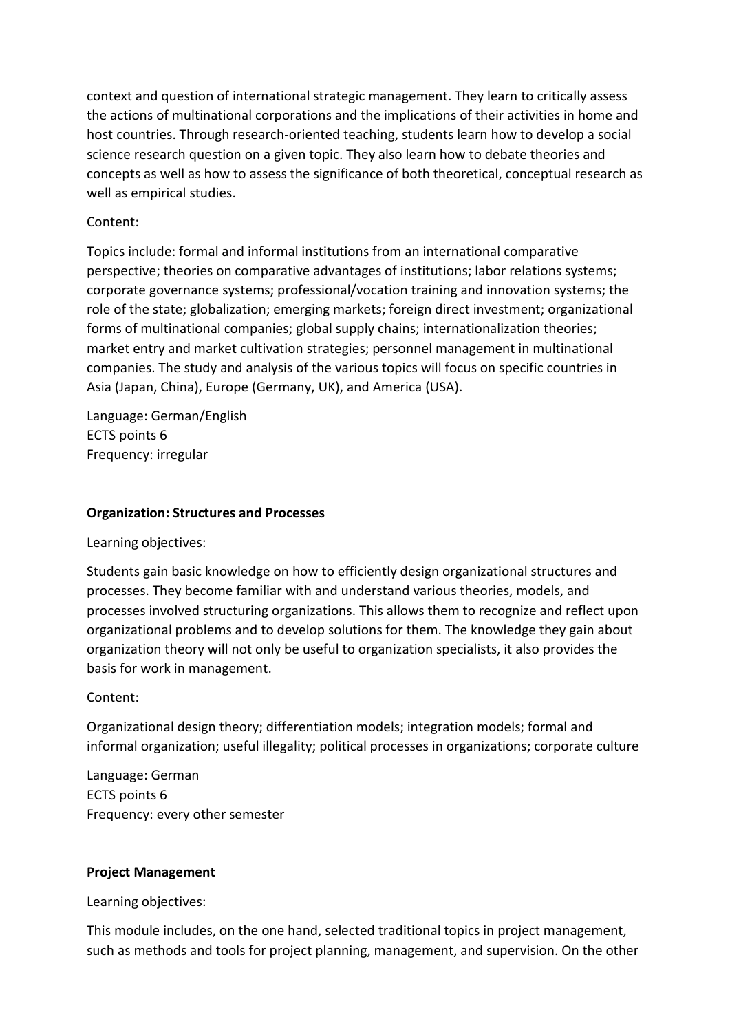context and question of international strategic management. They learn to critically assess the actions of multinational corporations and the implications of their activities in home and host countries. Through research-oriented teaching, students learn how to develop a social science research question on a given topic. They also learn how to debate theories and concepts as well as how to assess the significance of both theoretical, conceptual research as well as empirical studies.

Content:

Topics include: formal and informal institutions from an international comparative perspective; theories on comparative advantages of institutions; labor relations systems; corporate governance systems; professional/vocation training and innovation systems; the role of the state; globalization; emerging markets; foreign direct investment; organizational forms of multinational companies; global supply chains; internationalization theories; market entry and market cultivation strategies; personnel management in multinational companies. The study and analysis of the various topics will focus on specific countries in Asia (Japan, China), Europe (Germany, UK), and America (USA).

Language: German/English
ECTS points 6
Frequency: irregular

**Organization: Structures and Processes**

Learning objectives:

Students gain basic knowledge on how to efficiently design organizational structures and processes. They become familiar with and understand various theories, models, and processes involved structuring organizations. This allows them to recognize and reflect upon organizational problems and to develop solutions for them. The knowledge they gain about organization theory will not only be useful to organization specialists, it also provides the basis for work in management.

Content:

Organizational design theory; differentiation models; integration models; formal and informal organization; useful illegality; political processes in organizations; corporate culture

Language: German
ECTS points 6
Frequency: every other semester

**Project Management**

Learning objectives:

This module includes, on the one hand, selected traditional topics in project management, such as methods and tools for project planning, management, and supervision. On the other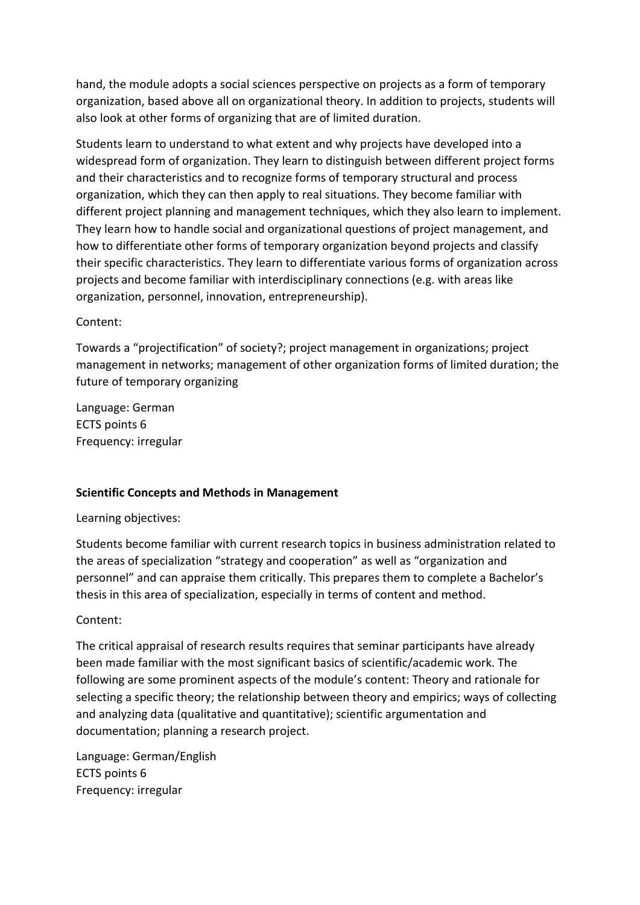hand, the module adopts a social sciences perspective on projects as a form of temporary organization, based above all on organizational theory. In addition to projects, students will also look at other forms of organizing that are of limited duration.

Students learn to understand to what extent and why projects have developed into a widespread form of organization. They learn to distinguish between different project forms and their characteristics and to recognize forms of temporary structural and process organization, which they can then apply to real situations. They become familiar with different project planning and management techniques, which they also learn to implement. They learn how to handle social and organizational questions of project management, and how to differentiate other forms of temporary organization beyond projects and classify their specific characteristics. They learn to differentiate various forms of organization across projects and become familiar with interdisciplinary connections (e.g. with areas like organization, personnel, innovation, entrepreneurship).

Content:

Towards a "projectification" of society?; project management in organizations; project management in networks; management of other organization forms of limited duration; the future of temporary organizing

Language: German
ECTS points 6
Frequency: irregular

**Scientific Concepts and Methods in Management**

Learning objectives:

Students become familiar with current research topics in business administration related to the areas of specialization "strategy and cooperation" as well as "organization and personnel" and can appraise them critically. This prepares them to complete a Bachelor's thesis in this area of specialization, especially in terms of content and method.

Content:

The critical appraisal of research results requires that seminar participants have already been made familiar with the most significant basics of scientific/academic work. The following are some prominent aspects of the module's content: Theory and rationale for selecting a specific theory; the relationship between theory and empirics; ways of collecting and analyzing data (qualitative and quantitative); scientific argumentation and documentation; planning a research project.

Language: German/English
ECTS points 6
Frequency: irregular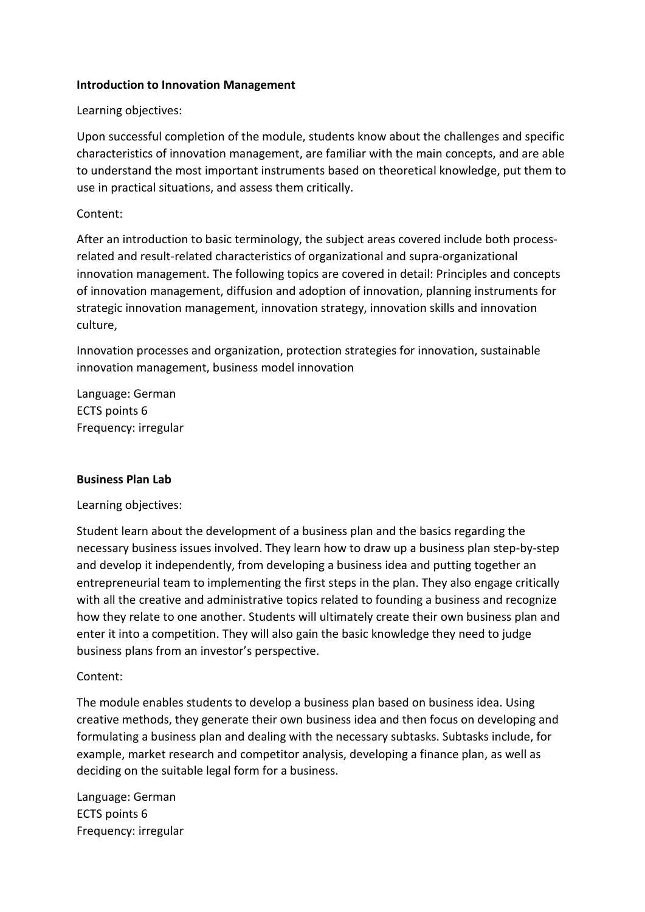**Introduction to Innovation Management**

Learning objectives:

Upon successful completion of the module, students know about the challenges and specific characteristics of innovation management, are familiar with the main concepts, and are able to understand the most important instruments based on theoretical knowledge, put them to use in practical situations, and assess them critically.

Content:

After an introduction to basic terminology, the subject areas covered include both process-related and result-related characteristics of organizational and supra-organizational innovation management. The following topics are covered in detail: Principles and concepts of innovation management, diffusion and adoption of innovation, planning instruments for strategic innovation management, innovation strategy, innovation skills and innovation culture,

Innovation processes and organization, protection strategies for innovation, sustainable innovation management, business model innovation

Language: German
ECTS points 6
Frequency: irregular

**Business Plan Lab**

Learning objectives:

Student learn about the development of a business plan and the basics regarding the necessary business issues involved. They learn how to draw up a business plan step-by-step and develop it independently, from developing a business idea and putting together an entrepreneurial team to implementing the first steps in the plan. They also engage critically with all the creative and administrative topics related to founding a business and recognize how they relate to one another. Students will ultimately create their own business plan and enter it into a competition. They will also gain the basic knowledge they need to judge business plans from an investor's perspective.

Content:

The module enables students to develop a business plan based on business idea. Using creative methods, they generate their own business idea and then focus on developing and formulating a business plan and dealing with the necessary subtasks. Subtasks include, for example, market research and competitor analysis, developing a finance plan, as well as deciding on the suitable legal form for a business.

Language: German
ECTS points 6
Frequency: irregular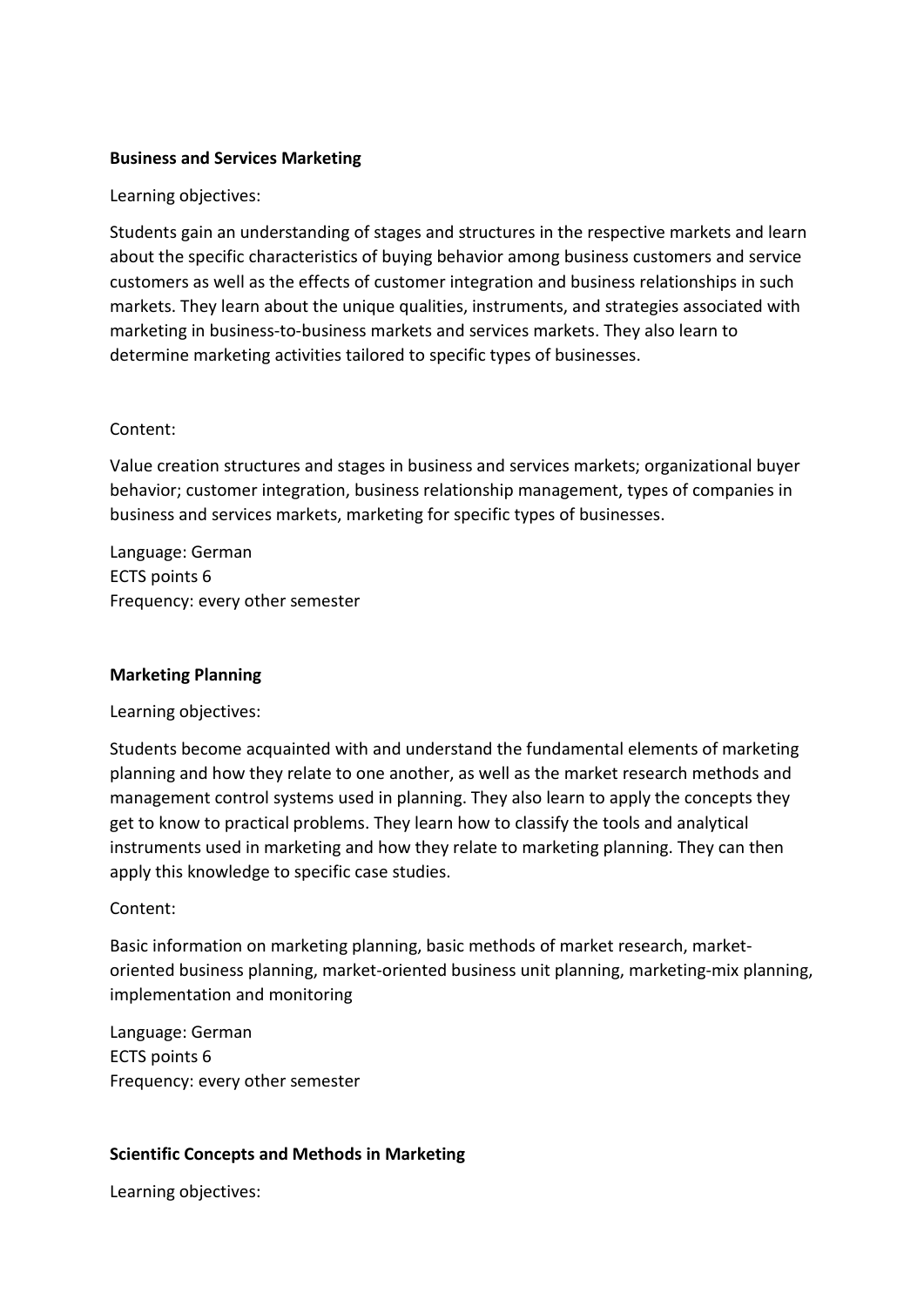**Business and Services Marketing**

Learning objectives:

Students gain an understanding of stages and structures in the respective markets and learn about the specific characteristics of buying behavior among business customers and service customers as well as the effects of customer integration and business relationships in such markets. They learn about the unique qualities, instruments, and strategies associated with marketing in business-to-business markets and services markets. They also learn to determine marketing activities tailored to specific types of businesses.

Content:

Value creation structures and stages in business and services markets; organizational buyer behavior; customer integration, business relationship management, types of companies in business and services markets, marketing for specific types of businesses.

Language: German
ECTS points 6
Frequency: every other semester

**Marketing Planning**

Learning objectives:

Students become acquainted with and understand the fundamental elements of marketing planning and how they relate to one another, as well as the market research methods and management control systems used in planning. They also learn to apply the concepts they get to know to practical problems. They learn how to classify the tools and analytical instruments used in marketing and how they relate to marketing planning. They can then apply this knowledge to specific case studies.

Content:

Basic information on marketing planning, basic methods of market research, market-oriented business planning, market-oriented business unit planning, marketing-mix planning, implementation and monitoring

Language: German
ECTS points 6
Frequency: every other semester

**Scientific Concepts and Methods in Marketing**

Learning objectives: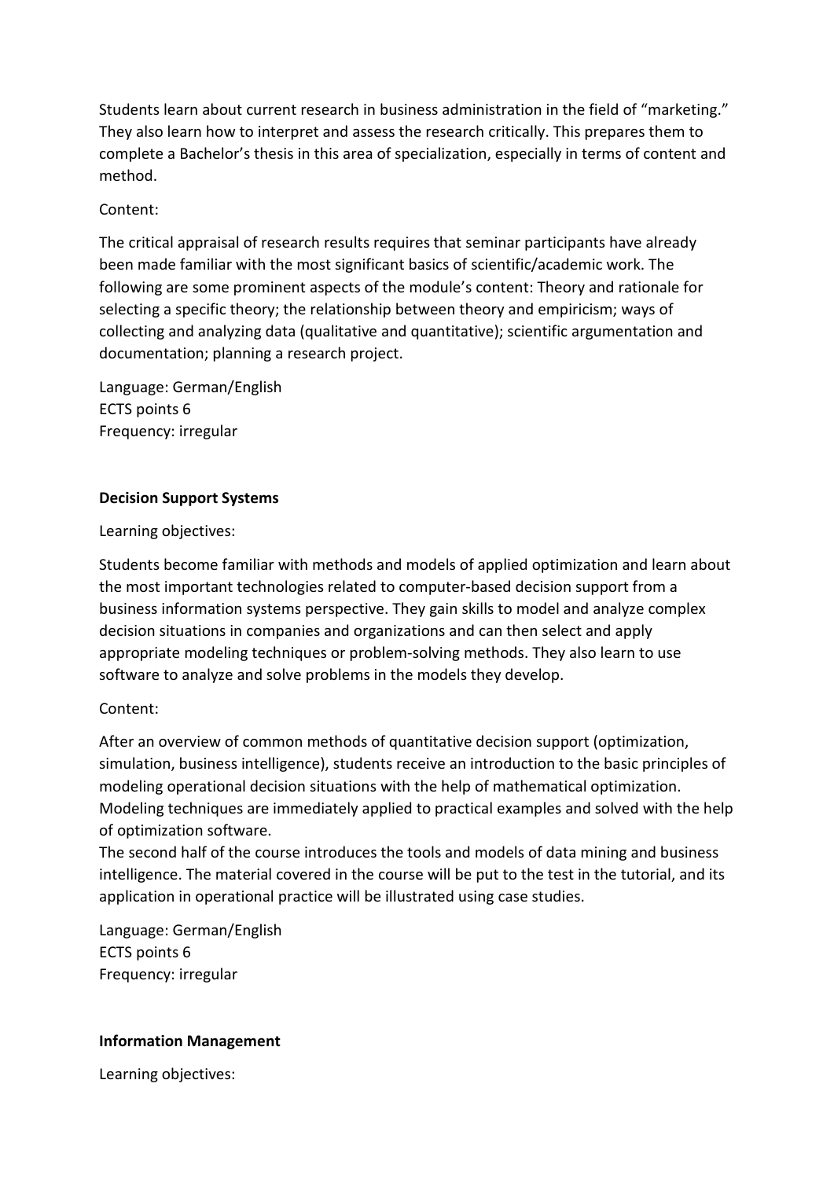Students learn about current research in business administration in the field of "marketing." They also learn how to interpret and assess the research critically. This prepares them to complete a Bachelor's thesis in this area of specialization, especially in terms of content and method.

Content:

The critical appraisal of research results requires that seminar participants have already been made familiar with the most significant basics of scientific/academic work. The following are some prominent aspects of the module's content: Theory and rationale for selecting a specific theory; the relationship between theory and empiricism; ways of collecting and analyzing data (qualitative and quantitative); scientific argumentation and documentation; planning a research project.

Language: German/English
ECTS points 6
Frequency: irregular

**Decision Support Systems**

Learning objectives:

Students become familiar with methods and models of applied optimization and learn about the most important technologies related to computer-based decision support from a business information systems perspective. They gain skills to model and analyze complex decision situations in companies and organizations and can then select and apply appropriate modeling techniques or problem-solving methods. They also learn to use software to analyze and solve problems in the models they develop.

Content:

After an overview of common methods of quantitative decision support (optimization, simulation, business intelligence), students receive an introduction to the basic principles of modeling operational decision situations with the help of mathematical optimization. Modeling techniques are immediately applied to practical examples and solved with the help of optimization software.
The second half of the course introduces the tools and models of data mining and business intelligence. The material covered in the course will be put to the test in the tutorial, and its application in operational practice will be illustrated using case studies.

Language: German/English
ECTS points 6
Frequency: irregular

**Information Management**

Learning objectives: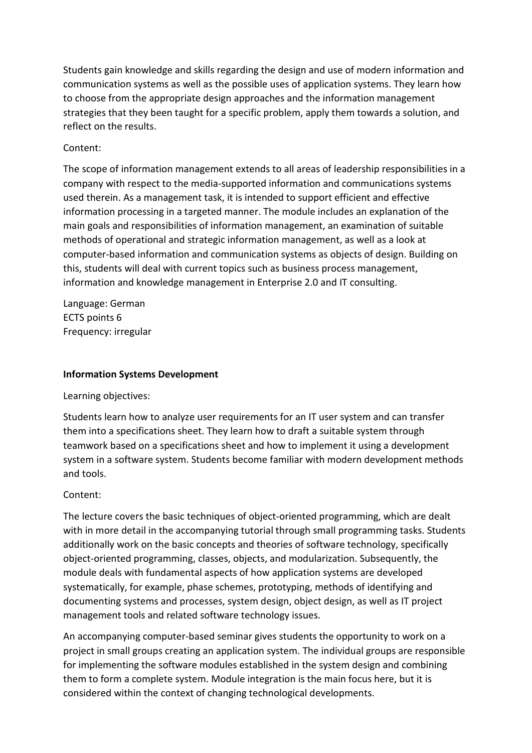Students gain knowledge and skills regarding the design and use of modern information and communication systems as well as the possible uses of application systems. They learn how to choose from the appropriate design approaches and the information management strategies that they been taught for a specific problem, apply them towards a solution, and reflect on the results.

Content:

The scope of information management extends to all areas of leadership responsibilities in a company with respect to the media-supported information and communications systems used therein. As a management task, it is intended to support efficient and effective information processing in a targeted manner. The module includes an explanation of the main goals and responsibilities of information management, an examination of suitable methods of operational and strategic information management, as well as a look at computer-based information and communication systems as objects of design. Building on this, students will deal with current topics such as business process management, information and knowledge management in Enterprise 2.0 and IT consulting.

Language: German
ECTS points 6
Frequency: irregular

**Information Systems Development**

Learning objectives:

Students learn how to analyze user requirements for an IT user system and can transfer them into a specifications sheet. They learn how to draft a suitable system through teamwork based on a specifications sheet and how to implement it using a development system in a software system. Students become familiar with modern development methods and tools.

Content:

The lecture covers the basic techniques of object-oriented programming, which are dealt with in more detail in the accompanying tutorial through small programming tasks. Students additionally work on the basic concepts and theories of software technology, specifically object-oriented programming, classes, objects, and modularization. Subsequently, the module deals with fundamental aspects of how application systems are developed systematically, for example, phase schemes, prototyping, methods of identifying and documenting systems and processes, system design, object design, as well as IT project management tools and related software technology issues.

An accompanying computer-based seminar gives students the opportunity to work on a project in small groups creating an application system. The individual groups are responsible for implementing the software modules established in the system design and combining them to form a complete system. Module integration is the main focus here, but it is considered within the context of changing technological developments.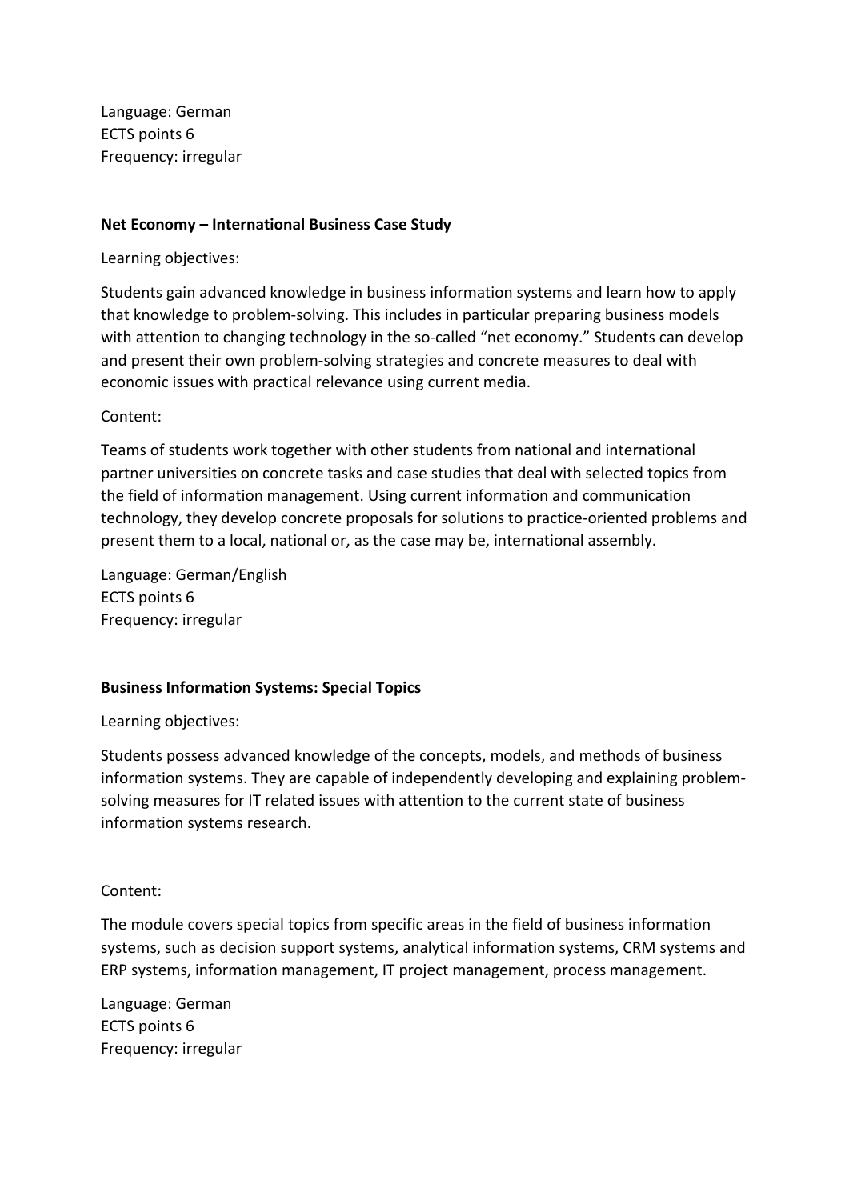Language: German
ECTS points 6
Frequency: irregular

**Net Economy – International Business Case Study**

Learning objectives:

Students gain advanced knowledge in business information systems and learn how to apply that knowledge to problem-solving. This includes in particular preparing business models with attention to changing technology in the so-called "net economy." Students can develop and present their own problem-solving strategies and concrete measures to deal with economic issues with practical relevance using current media.

Content:

Teams of students work together with other students from national and international partner universities on concrete tasks and case studies that deal with selected topics from the field of information management. Using current information and communication technology, they develop concrete proposals for solutions to practice-oriented problems and present them to a local, national or, as the case may be, international assembly.

Language: German/English
ECTS points 6
Frequency: irregular

**Business Information Systems: Special Topics**

Learning objectives:

Students possess advanced knowledge of the concepts, models, and methods of business information systems. They are capable of independently developing and explaining problem-solving measures for IT related issues with attention to the current state of business information systems research.

Content:

The module covers special topics from specific areas in the field of business information systems, such as decision support systems, analytical information systems, CRM systems and ERP systems, information management, IT project management, process management.

Language: German
ECTS points 6
Frequency: irregular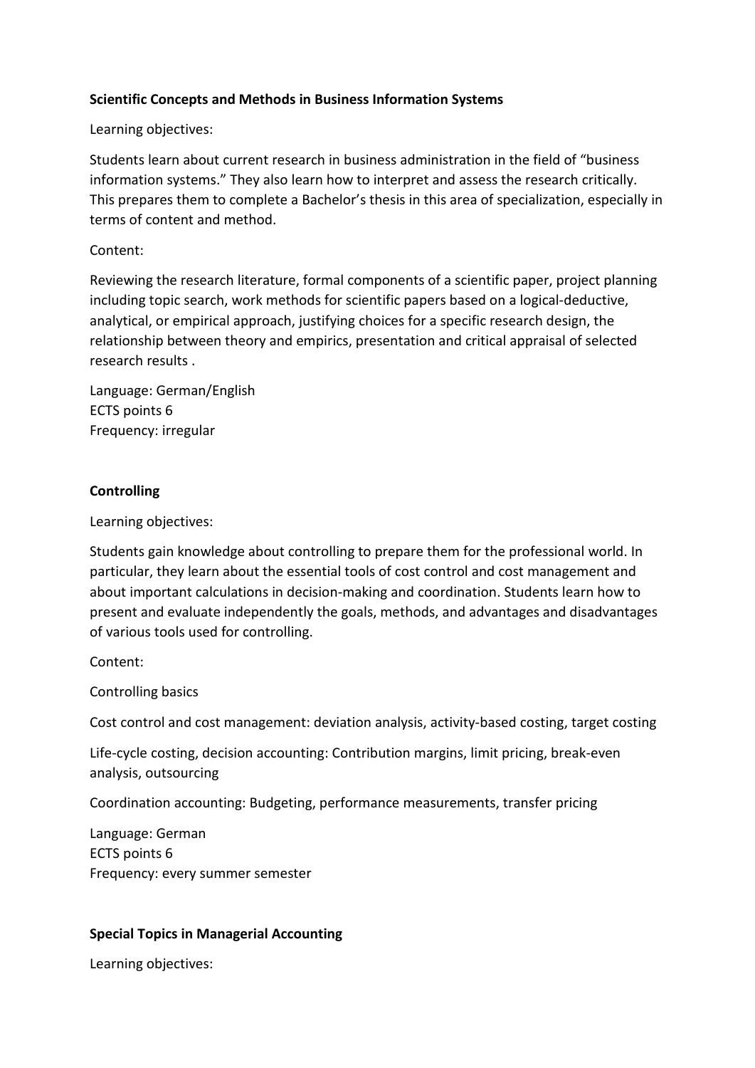## Scientific Concepts and Methods in Business Information Systems

Learning objectives:

Students learn about current research in business administration in the field of "business information systems." They also learn how to interpret and assess the research critically. This prepares them to complete a Bachelor's thesis in this area of specialization, especially in terms of content and method.

Content:

Reviewing the research literature, formal components of a scientific paper, project planning including topic search, work methods for scientific papers based on a logical-deductive, analytical, or empirical approach, justifying choices for a specific research design, the relationship between theory and empirics, presentation and critical appraisal of selected research results .

Language: German/English
ECTS points 6
Frequency: irregular

## Controlling

Learning objectives:

Students gain knowledge about controlling to prepare them for the professional world. In particular, they learn about the essential tools of cost control and cost management and about important calculations in decision-making and coordination. Students learn how to present and evaluate independently the goals, methods, and advantages and disadvantages of various tools used for controlling.

Content:

Controlling basics

Cost control and cost management: deviation analysis, activity-based costing, target costing

Life-cycle costing, decision accounting: Contribution margins, limit pricing, break-even analysis, outsourcing

Coordination accounting: Budgeting, performance measurements, transfer pricing

Language: German
ECTS points 6
Frequency: every summer semester

## Special Topics in Managerial Accounting

Learning objectives: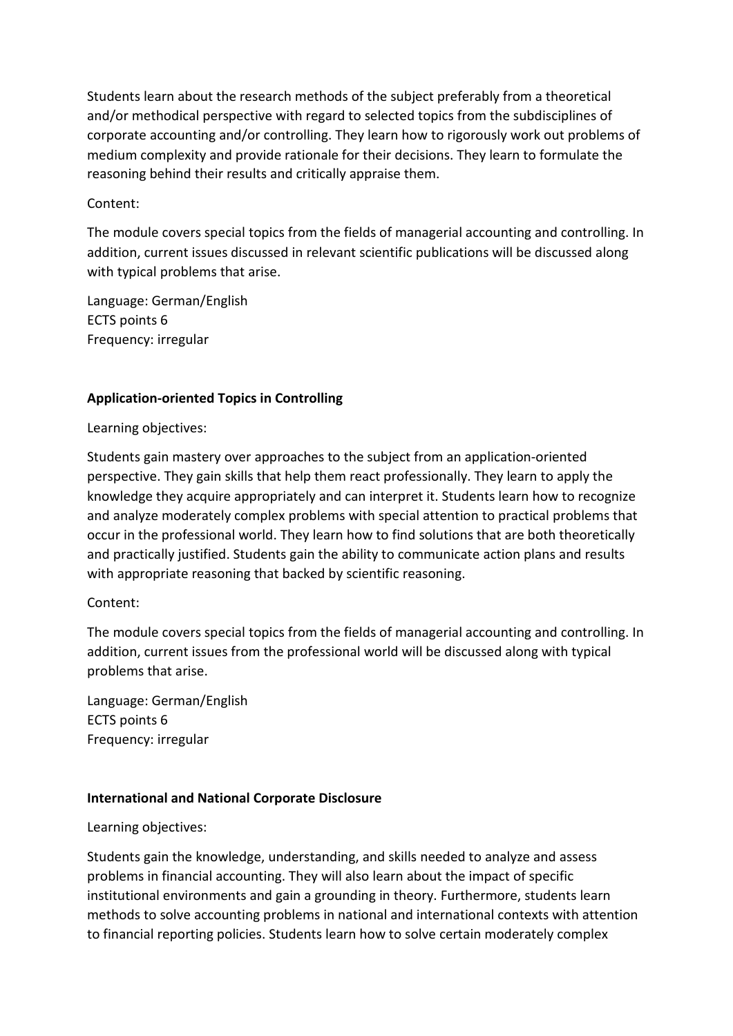Students learn about the research methods of the subject preferably from a theoretical and/or methodical perspective with regard to selected topics from the subdisciplines of corporate accounting and/or controlling. They learn how to rigorously work out problems of medium complexity and provide rationale for their decisions. They learn to formulate the reasoning behind their results and critically appraise them.

Content:

The module covers special topics from the fields of managerial accounting and controlling. In addition, current issues discussed in relevant scientific publications will be discussed along with typical problems that arise.

Language: German/English
ECTS points 6
Frequency: irregular

**Application-oriented Topics in Controlling**

Learning objectives:

Students gain mastery over approaches to the subject from an application-oriented perspective. They gain skills that help them react professionally. They learn to apply the knowledge they acquire appropriately and can interpret it. Students learn how to recognize and analyze moderately complex problems with special attention to practical problems that occur in the professional world. They learn how to find solutions that are both theoretically and practically justified. Students gain the ability to communicate action plans and results with appropriate reasoning that backed by scientific reasoning.

Content:

The module covers special topics from the fields of managerial accounting and controlling. In addition, current issues from the professional world will be discussed along with typical problems that arise.

Language: German/English
ECTS points 6
Frequency: irregular

**International and National Corporate Disclosure**

Learning objectives:

Students gain the knowledge, understanding, and skills needed to analyze and assess problems in financial accounting. They will also learn about the impact of specific institutional environments and gain a grounding in theory. Furthermore, students learn methods to solve accounting problems in national and international contexts with attention to financial reporting policies. Students learn how to solve certain moderately complex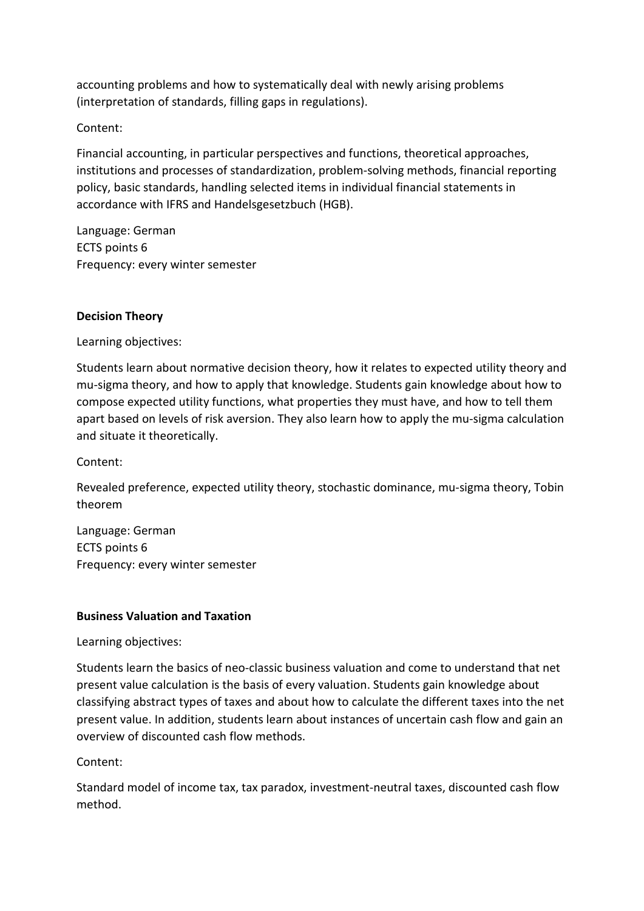accounting problems and how to systematically deal with newly arising problems (interpretation of standards, filling gaps in regulations).

Content:

Financial accounting, in particular perspectives and functions, theoretical approaches, institutions and processes of standardization, problem-solving methods, financial reporting policy, basic standards, handling selected items in individual financial statements in accordance with IFRS and Handelsgesetzbuch (HGB).

Language: German
ECTS points 6
Frequency: every winter semester

**Decision Theory**

Learning objectives:

Students learn about normative decision theory, how it relates to expected utility theory and mu-sigma theory, and how to apply that knowledge. Students gain knowledge about how to compose expected utility functions, what properties they must have, and how to tell them apart based on levels of risk aversion. They also learn how to apply the mu-sigma calculation and situate it theoretically.

Content:

Revealed preference, expected utility theory, stochastic dominance, mu-sigma theory, Tobin theorem

Language: German
ECTS points 6
Frequency: every winter semester

**Business Valuation and Taxation**

Learning objectives:

Students learn the basics of neo-classic business valuation and come to understand that net present value calculation is the basis of every valuation. Students gain knowledge about classifying abstract types of taxes and about how to calculate the different taxes into the net present value. In addition, students learn about instances of uncertain cash flow and gain an overview of discounted cash flow methods.

Content:

Standard model of income tax, tax paradox, investment-neutral taxes, discounted cash flow method.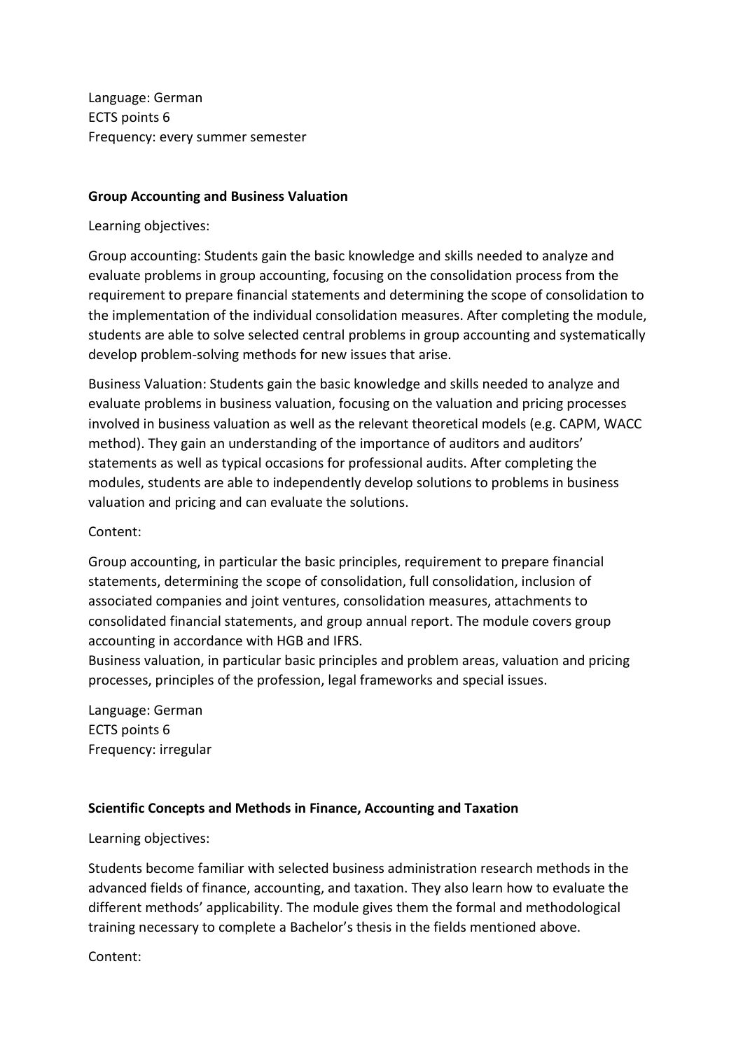Language: German
ECTS points 6
Frequency: every summer semester

**Group Accounting and Business Valuation**

Learning objectives:

Group accounting: Students gain the basic knowledge and skills needed to analyze and evaluate problems in group accounting, focusing on the consolidation process from the requirement to prepare financial statements and determining the scope of consolidation to the implementation of the individual consolidation measures. After completing the module, students are able to solve selected central problems in group accounting and systematically develop problem-solving methods for new issues that arise.

Business Valuation: Students gain the basic knowledge and skills needed to analyze and evaluate problems in business valuation, focusing on the valuation and pricing processes involved in business valuation as well as the relevant theoretical models (e.g. CAPM, WACC method). They gain an understanding of the importance of auditors and auditors' statements as well as typical occasions for professional audits. After completing the modules, students are able to independently develop solutions to problems in business valuation and pricing and can evaluate the solutions.

Content:

Group accounting, in particular the basic principles, requirement to prepare financial statements, determining the scope of consolidation, full consolidation, inclusion of associated companies and joint ventures, consolidation measures, attachments to consolidated financial statements, and group annual report. The module covers group accounting in accordance with HGB and IFRS.
Business valuation, in particular basic principles and problem areas, valuation and pricing processes, principles of the profession, legal frameworks and special issues.

Language: German
ECTS points 6
Frequency: irregular

**Scientific Concepts and Methods in Finance, Accounting and Taxation**

Learning objectives:

Students become familiar with selected business administration research methods in the advanced fields of finance, accounting, and taxation. They also learn how to evaluate the different methods' applicability. The module gives them the formal and methodological training necessary to complete a Bachelor's thesis in the fields mentioned above.

Content: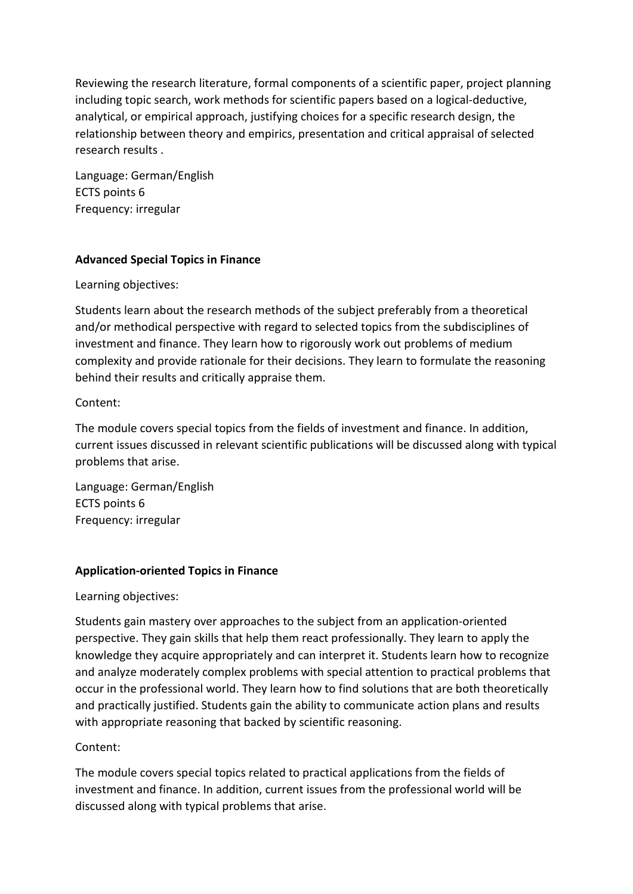Reviewing the research literature, formal components of a scientific paper, project planning including topic search, work methods for scientific papers based on a logical-deductive, analytical, or empirical approach, justifying choices for a specific research design, the relationship between theory and empirics, presentation and critical appraisal of selected research results .

Language: German/English
ECTS points 6
Frequency: irregular

**Advanced Special Topics in Finance**

Learning objectives:

Students learn about the research methods of the subject preferably from a theoretical and/or methodical perspective with regard to selected topics from the subdisciplines of investment and finance. They learn how to rigorously work out problems of medium complexity and provide rationale for their decisions. They learn to formulate the reasoning behind their results and critically appraise them.

Content:

The module covers special topics from the fields of investment and finance. In addition, current issues discussed in relevant scientific publications will be discussed along with typical problems that arise.

Language: German/English
ECTS points 6
Frequency: irregular

**Application-oriented Topics in Finance**

Learning objectives:

Students gain mastery over approaches to the subject from an application-oriented perspective. They gain skills that help them react professionally. They learn to apply the knowledge they acquire appropriately and can interpret it. Students learn how to recognize and analyze moderately complex problems with special attention to practical problems that occur in the professional world. They learn how to find solutions that are both theoretically and practically justified. Students gain the ability to communicate action plans and results with appropriate reasoning that backed by scientific reasoning.

Content:

The module covers special topics related to practical applications from the fields of investment and finance. In addition, current issues from the professional world will be discussed along with typical problems that arise.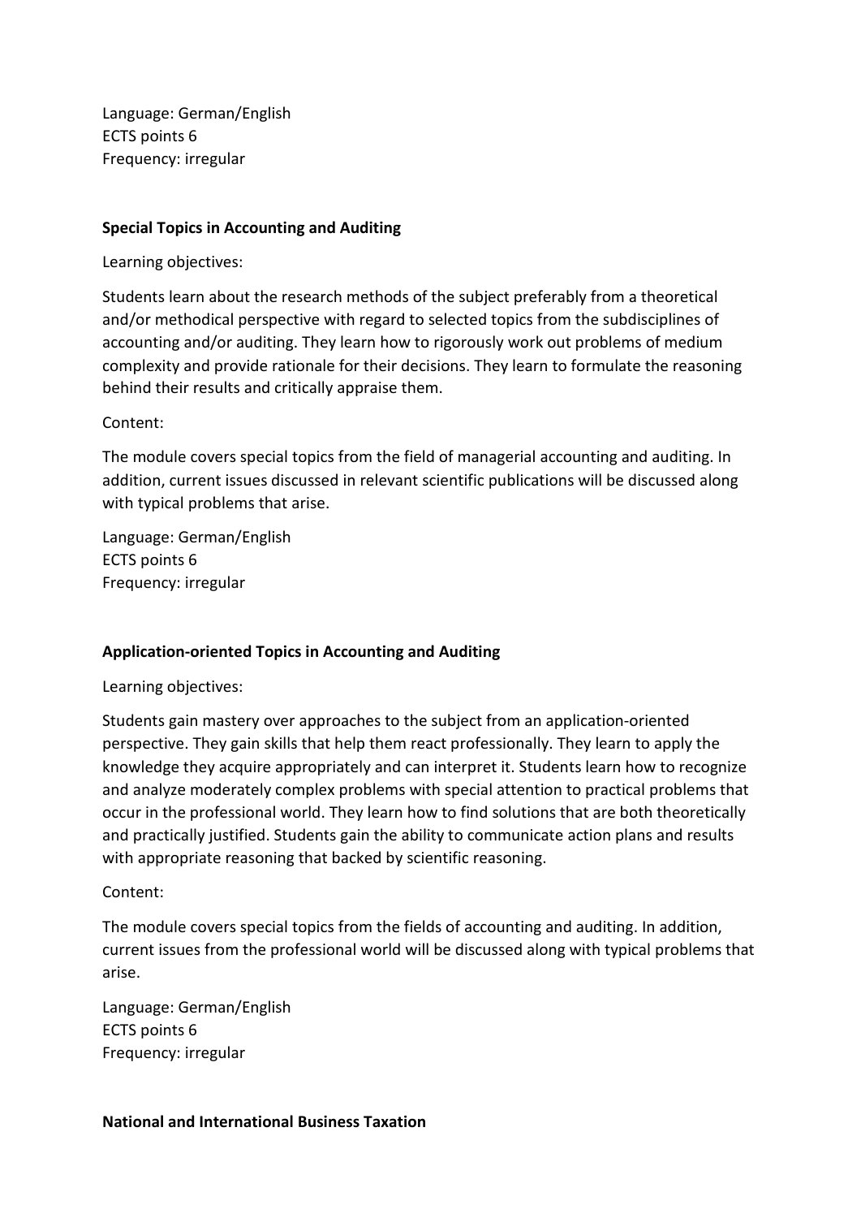Language: German/English
ECTS points 6
Frequency: irregular

**Special Topics in Accounting and Auditing**

Learning objectives:

Students learn about the research methods of the subject preferably from a theoretical and/or methodical perspective with regard to selected topics from the subdisciplines of accounting and/or auditing. They learn how to rigorously work out problems of medium complexity and provide rationale for their decisions. They learn to formulate the reasoning behind their results and critically appraise them.

Content:

The module covers special topics from the field of managerial accounting and auditing. In addition, current issues discussed in relevant scientific publications will be discussed along with typical problems that arise.

Language: German/English
ECTS points 6
Frequency: irregular

**Application-oriented Topics in Accounting and Auditing**

Learning objectives:

Students gain mastery over approaches to the subject from an application-oriented perspective. They gain skills that help them react professionally. They learn to apply the knowledge they acquire appropriately and can interpret it. Students learn how to recognize and analyze moderately complex problems with special attention to practical problems that occur in the professional world. They learn how to find solutions that are both theoretically and practically justified. Students gain the ability to communicate action plans and results with appropriate reasoning that backed by scientific reasoning.

Content:

The module covers special topics from the fields of accounting and auditing. In addition, current issues from the professional world will be discussed along with typical problems that arise.

Language: German/English
ECTS points 6
Frequency: irregular

**National and International Business Taxation**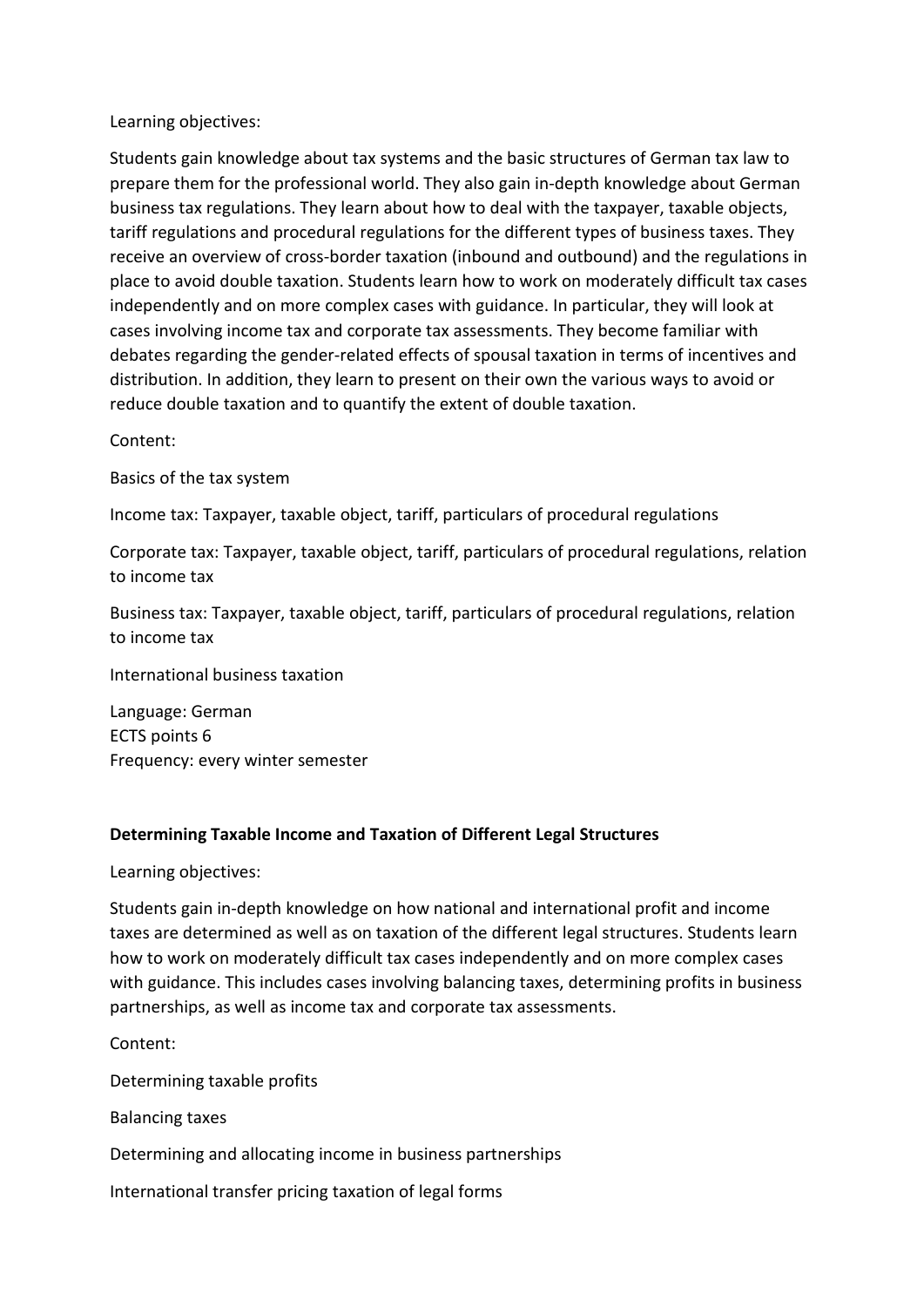Learning objectives:

Students gain knowledge about tax systems and the basic structures of German tax law to prepare them for the professional world. They also gain in-depth knowledge about German business tax regulations. They learn about how to deal with the taxpayer, taxable objects, tariff regulations and procedural regulations for the different types of business taxes. They receive an overview of cross-border taxation (inbound and outbound) and the regulations in place to avoid double taxation. Students learn how to work on moderately difficult tax cases independently and on more complex cases with guidance. In particular, they will look at cases involving income tax and corporate tax assessments. They become familiar with debates regarding the gender-related effects of spousal taxation in terms of incentives and distribution. In addition, they learn to present on their own the various ways to avoid or reduce double taxation and to quantify the extent of double taxation.

Content:

Basics of the tax system

Income tax: Taxpayer, taxable object, tariff, particulars of procedural regulations

Corporate tax: Taxpayer, taxable object, tariff, particulars of procedural regulations, relation to income tax

Business tax: Taxpayer, taxable object, tariff, particulars of procedural regulations, relation to income tax

International business taxation

Language: German
ECTS points 6
Frequency: every winter semester

**Determining Taxable Income and Taxation of Different Legal Structures**

Learning objectives:

Students gain in-depth knowledge on how national and international profit and income taxes are determined as well as on taxation of the different legal structures. Students learn how to work on moderately difficult tax cases independently and on more complex cases with guidance. This includes cases involving balancing taxes, determining profits in business partnerships, as well as income tax and corporate tax assessments.

Content:

Determining taxable profits

Balancing taxes

Determining and allocating income in business partnerships

International transfer pricing taxation of legal forms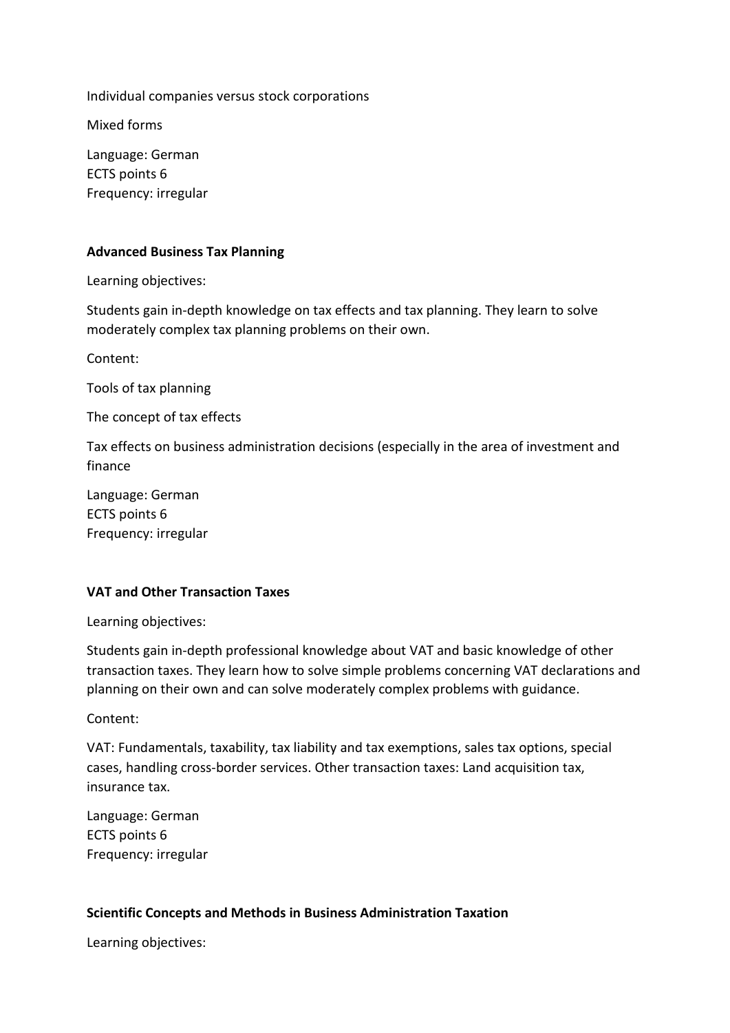Individual companies versus stock corporations

Mixed forms

Language: German
ECTS points 6
Frequency: irregular

**Advanced Business Tax Planning**

Learning objectives:

Students gain in-depth knowledge on tax effects and tax planning. They learn to solve moderately complex tax planning problems on their own.

Content:

Tools of tax planning

The concept of tax effects

Tax effects on business administration decisions (especially in the area of investment and finance

Language: German
ECTS points 6
Frequency: irregular

**VAT and Other Transaction Taxes**

Learning objectives:

Students gain in-depth professional knowledge about VAT and basic knowledge of other transaction taxes. They learn how to solve simple problems concerning VAT declarations and planning on their own and can solve moderately complex problems with guidance.

Content:

VAT: Fundamentals, taxability, tax liability and tax exemptions, sales tax options, special cases, handling cross-border services. Other transaction taxes: Land acquisition tax, insurance tax.

Language: German
ECTS points 6
Frequency: irregular

**Scientific Concepts and Methods in Business Administration Taxation**

Learning objectives: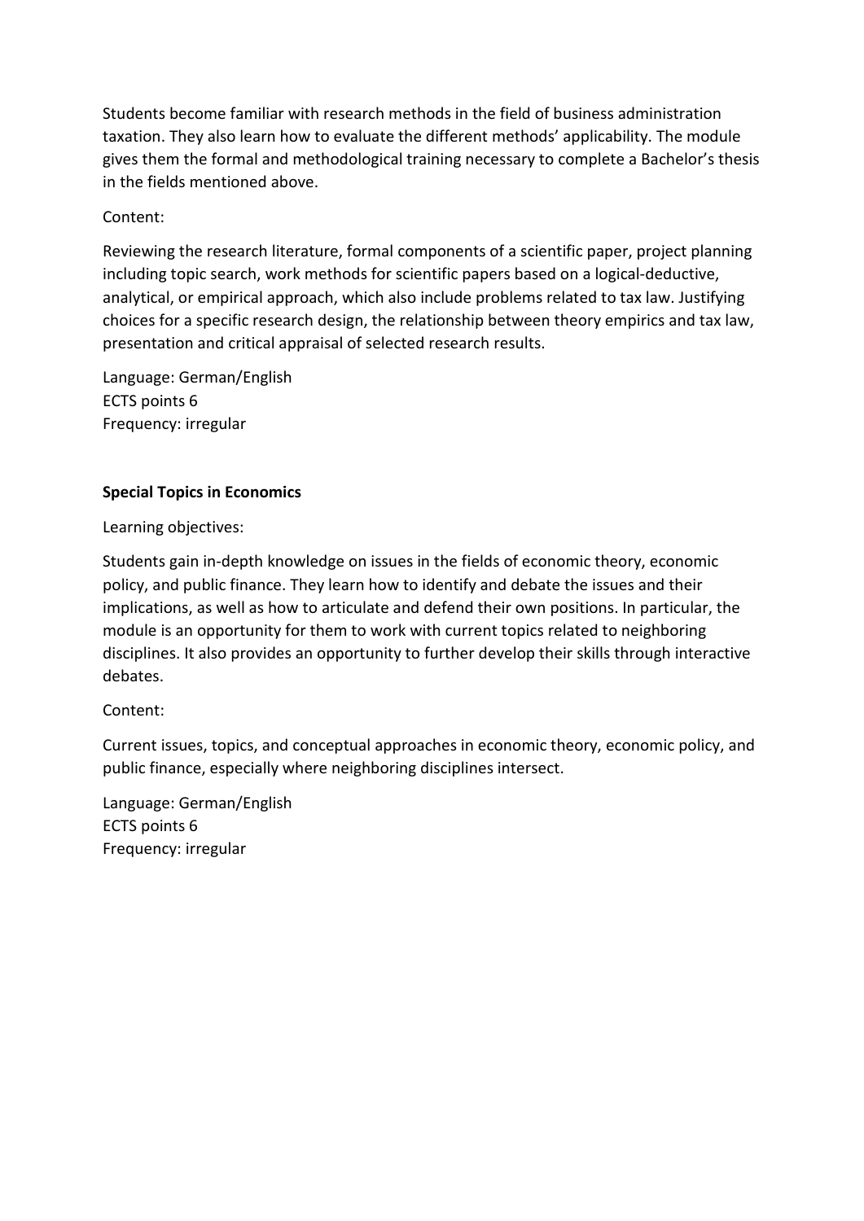Students become familiar with research methods in the field of business administration taxation. They also learn how to evaluate the different methods' applicability. The module gives them the formal and methodological training necessary to complete a Bachelor's thesis in the fields mentioned above.

Content:

Reviewing the research literature, formal components of a scientific paper, project planning including topic search, work methods for scientific papers based on a logical-deductive, analytical, or empirical approach, which also include problems related to tax law. Justifying choices for a specific research design, the relationship between theory empirics and tax law, presentation and critical appraisal of selected research results.

Language: German/English  
ECTS points 6  
Frequency: irregular

**Special Topics in Economics**

Learning objectives:

Students gain in-depth knowledge on issues in the fields of economic theory, economic policy, and public finance. They learn how to identify and debate the issues and their implications, as well as how to articulate and defend their own positions. In particular, the module is an opportunity for them to work with current topics related to neighboring disciplines. It also provides an opportunity to further develop their skills through interactive debates.

Content:

Current issues, topics, and conceptual approaches in economic theory, economic policy, and public finance, especially where neighboring disciplines intersect.

Language: German/English  
ECTS points 6  
Frequency: irregular